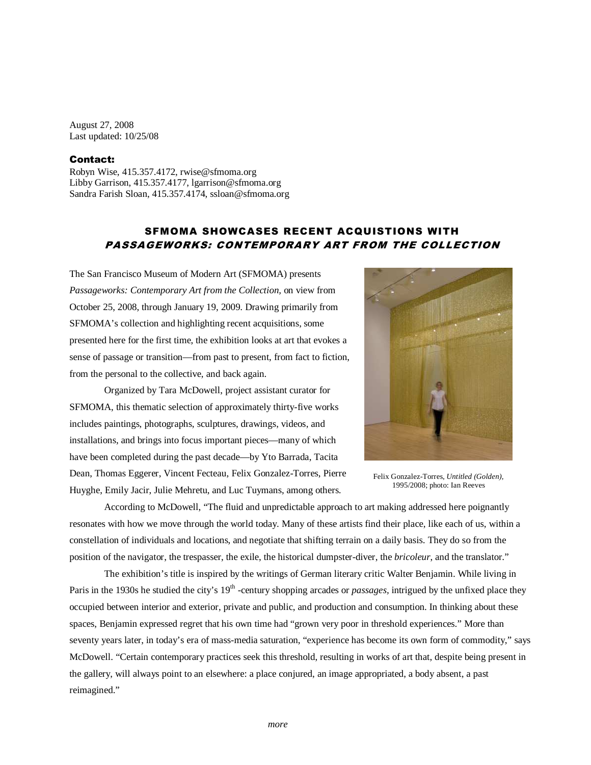August 27, 2008
Last updated: 10/25/08

**Contact:**
Robyn Wise, 415.357.4172, rwise@sfmoma.org
Libby Garrison, 415.357.4177, lgarrison@sfmoma.org
Sandra Farish Sloan, 415.357.4174, ssloan@sfmoma.org

## SFMOMA SHOWCASES RECENT ACQUISTIONS WITH *PASSAGEWORKS: CONTEMPORARY ART FROM THE COLLECTION*

The San Francisco Museum of Modern Art (SFMOMA) presents *Passageworks: Contemporary Art from the Collection,* on view from October 25, 2008, through January 19, 2009. Drawing primarily from SFMOMA's collection and highlighting recent acquisitions, some presented here for the first time, the exhibition looks at art that evokes a sense of passage or transition—from past to present, from fact to fiction, from the personal to the collective, and back again.

Felix Gonzalez-Torres, *Untitled (Golden),* 1995/2008; photo: Ian Reeves

Organized by Tara McDowell, project assistant curator for SFMOMA, this thematic selection of approximately thirty-five works includes paintings, photographs, sculptures, drawings, videos, and installations, and brings into focus important pieces—many of which have been completed during the past decade—by Yto Barrada, Tacita Dean, Thomas Eggerer, Vincent Fecteau, Felix Gonzalez-Torres, Pierre Huyghe, Emily Jacir, Julie Mehretu, and Luc Tuymans, among others.

According to McDowell, "The fluid and unpredictable approach to art making addressed here poignantly resonates with how we move through the world today. Many of these artists find their place, like each of us, within a constellation of individuals and locations, and negotiate that shifting terrain on a daily basis. They do so from the position of the navigator, the trespasser, the exile, the historical dumpster-diver, the *bricoleur,* and the translator."

The exhibition's title is inspired by the writings of German literary critic Walter Benjamin. While living in Paris in the 1930s he studied the city's 19th -century shopping arcades or *passages,* intrigued by the unfixed place they occupied between interior and exterior, private and public, and production and consumption. In thinking about these spaces, Benjamin expressed regret that his own time had "grown very poor in threshold experiences." More than seventy years later, in today's era of mass-media saturation, "experience has become its own form of commodity," says McDowell. "Certain contemporary practices seek this threshold, resulting in works of art that, despite being present in the gallery, will always point to an elsewhere: a place conjured, an image appropriated, a body absent, a past reimagined."

*more*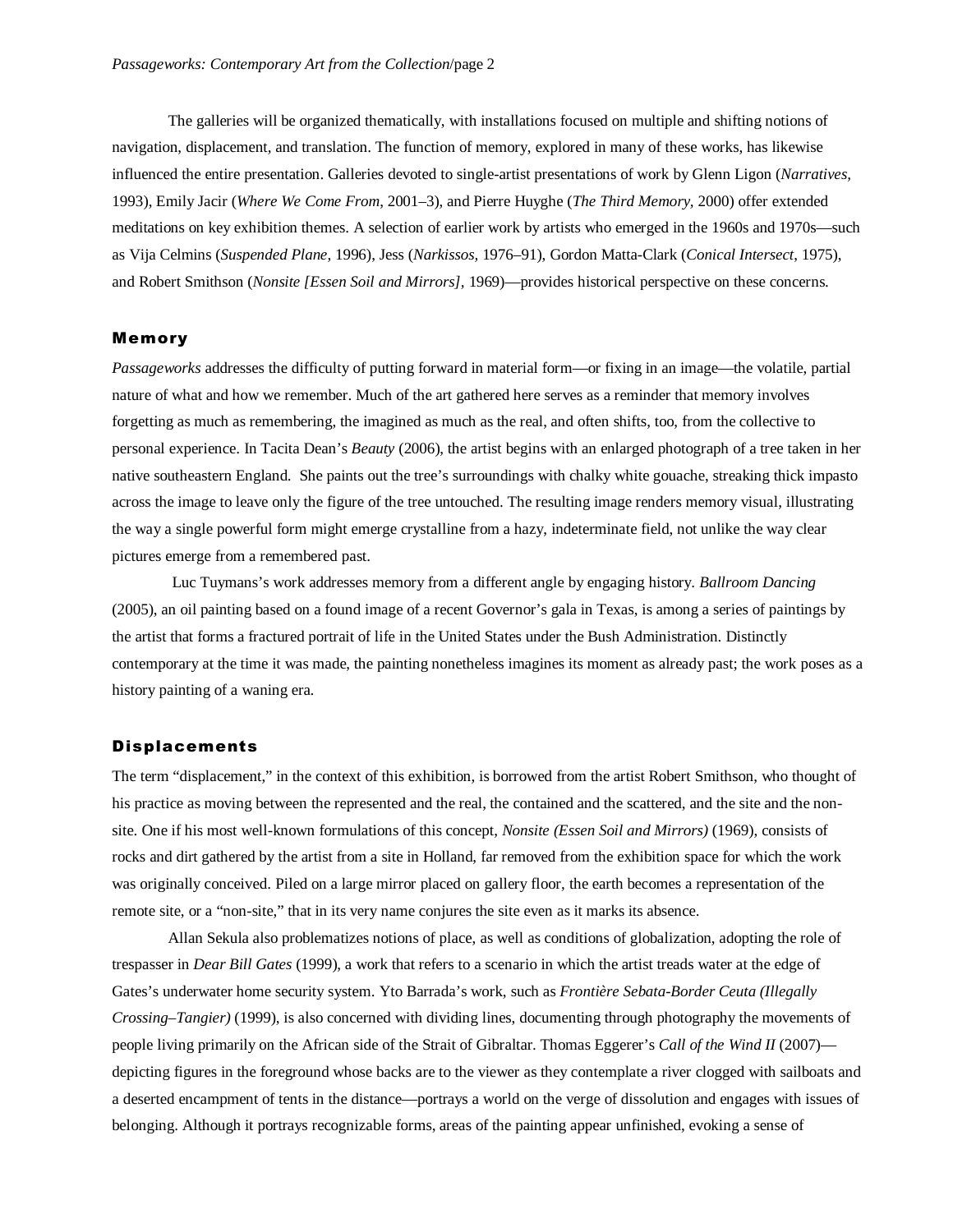The galleries will be organized thematically, with installations focused on multiple and shifting notions of navigation, displacement, and translation. The function of memory, explored in many of these works, has likewise influenced the entire presentation. Galleries devoted to single-artist presentations of work by Glenn Ligon (*Narratives,* 1993), Emily Jacir (*Where We Come From*, 2001–3), and Pierre Huyghe (*The Third Memory*, 2000) offer extended meditations on key exhibition themes. A selection of earlier work by artists who emerged in the 1960s and 1970s—such as Vija Celmins (*Suspended Plane,* 1996), Jess (*Narkissos,* 1976–91), Gordon Matta-Clark (*Conical Intersect*, 1975), and Robert Smithson (*Nonsite [Essen Soil and Mirrors],* 1969)—provides historical perspective on these concerns.

## Memory

*Passageworks* addresses the difficulty of putting forward in material form—or fixing in an image—the volatile, partial nature of what and how we remember. Much of the art gathered here serves as a reminder that memory involves forgetting as much as remembering, the imagined as much as the real, and often shifts, too, from the collective to personal experience. In Tacita Dean's *Beauty* (2006), the artist begins with an enlarged photograph of a tree taken in her native southeastern England. She paints out the tree's surroundings with chalky white gouache, streaking thick impasto across the image to leave only the figure of the tree untouched. The resulting image renders memory visual, illustrating the way a single powerful form might emerge crystalline from a hazy, indeterminate field, not unlike the way clear pictures emerge from a remembered past.

Luc Tuymans's work addresses memory from a different angle by engaging history. *Ballroom Dancing* (2005), an oil painting based on a found image of a recent Governor's gala in Texas, is among a series of paintings by the artist that forms a fractured portrait of life in the United States under the Bush Administration. Distinctly contemporary at the time it was made, the painting nonetheless imagines its moment as already past; the work poses as a history painting of a waning era.

## Displacements

The term "displacement," in the context of this exhibition, is borrowed from the artist Robert Smithson, who thought of his practice as moving between the represented and the real, the contained and the scattered, and the site and the non-site. One if his most well-known formulations of this concept, *Nonsite (Essen Soil and Mirrors)* (1969), consists of rocks and dirt gathered by the artist from a site in Holland, far removed from the exhibition space for which the work was originally conceived. Piled on a large mirror placed on gallery floor, the earth becomes a representation of the remote site, or a "non-site," that in its very name conjures the site even as it marks its absence.

Allan Sekula also problematizes notions of place, as well as conditions of globalization, adopting the role of trespasser in *Dear Bill Gates* (1999), a work that refers to a scenario in which the artist treads water at the edge of Gates's underwater home security system. Yto Barrada's work, such as *Frontière Sebata-Border Ceuta (Illegally Crossing–Tangier)* (1999), is also concerned with dividing lines, documenting through photography the movements of people living primarily on the African side of the Strait of Gibraltar. Thomas Eggerer's *Call of the Wind II* (2007)—depicting figures in the foreground whose backs are to the viewer as they contemplate a river clogged with sailboats and a deserted encampment of tents in the distance—portrays a world on the verge of dissolution and engages with issues of belonging. Although it portrays recognizable forms, areas of the painting appear unfinished, evoking a sense of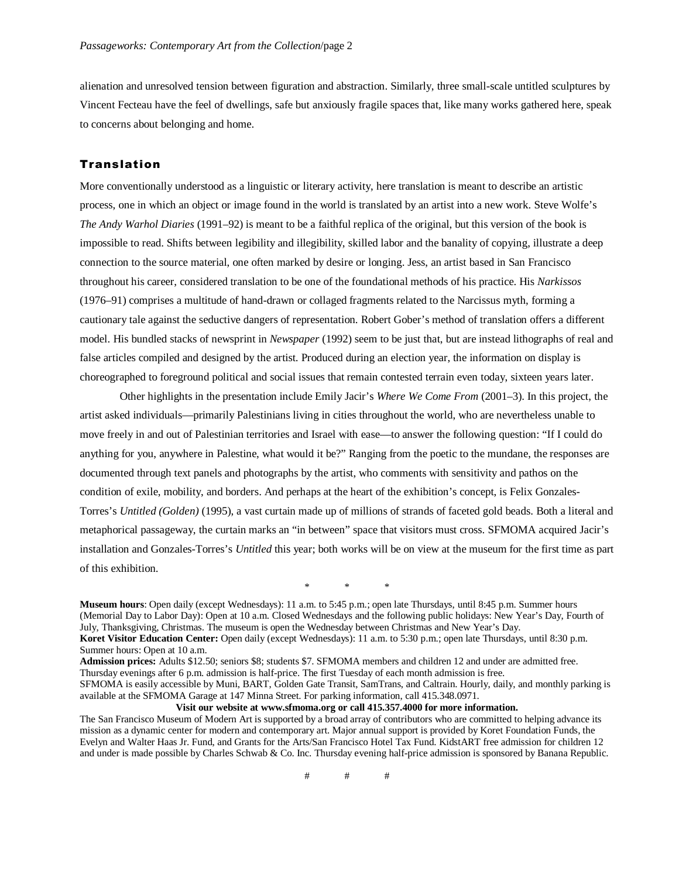alienation and unresolved tension between figuration and abstraction. Similarly, three small-scale untitled sculptures by Vincent Fecteau have the feel of dwellings, safe but anxiously fragile spaces that, like many works gathered here, speak to concerns about belonging and home.

## Translation

More conventionally understood as a linguistic or literary activity, here translation is meant to describe an artistic process, one in which an object or image found in the world is translated by an artist into a new work. Steve Wolfe's *The Andy Warhol Diaries* (1991–92) is meant to be a faithful replica of the original, but this version of the book is impossible to read. Shifts between legibility and illegibility, skilled labor and the banality of copying, illustrate a deep connection to the source material, one often marked by desire or longing. Jess, an artist based in San Francisco throughout his career, considered translation to be one of the foundational methods of his practice. His *Narkissos* (1976–91) comprises a multitude of hand-drawn or collaged fragments related to the Narcissus myth, forming a cautionary tale against the seductive dangers of representation. Robert Gober's method of translation offers a different model. His bundled stacks of newsprint in *Newspaper* (1992) seem to be just that, but are instead lithographs of real and false articles compiled and designed by the artist. Produced during an election year, the information on display is choreographed to foreground political and social issues that remain contested terrain even today, sixteen years later.

Other highlights in the presentation include Emily Jacir's *Where We Come From* (2001–3). In this project, the artist asked individuals—primarily Palestinians living in cities throughout the world, who are nevertheless unable to move freely in and out of Palestinian territories and Israel with ease—to answer the following question: "If I could do anything for you, anywhere in Palestine, what would it be?" Ranging from the poetic to the mundane, the responses are documented through text panels and photographs by the artist, who comments with sensitivity and pathos on the condition of exile, mobility, and borders. And perhaps at the heart of the exhibition's concept, is Felix Gonzales-Torres's *Untitled (Golden)* (1995), a vast curtain made up of millions of strands of faceted gold beads. Both a literal and metaphorical passageway, the curtain marks an "in between" space that visitors must cross. SFMOMA acquired Jacir's installation and Gonzales-Torres's *Untitled* this year; both works will be on view at the museum for the first time as part of this exhibition.

\* \* \*

**Museum hours**: Open daily (except Wednesdays): 11 a.m. to 5:45 p.m.; open late Thursdays, until 8:45 p.m. Summer hours (Memorial Day to Labor Day): Open at 10 a.m. Closed Wednesdays and the following public holidays: New Year's Day, Fourth of July, Thanksgiving, Christmas. The museum is open the Wednesday between Christmas and New Year's Day.
**Koret Visitor Education Center:** Open daily (except Wednesdays): 11 a.m. to 5:30 p.m.; open late Thursdays, until 8:30 p.m. Summer hours: Open at 10 a.m.
**Admission prices:** Adults $12.50; seniors $8; students $7. SFMOMA members and children 12 and under are admitted free. Thursday evenings after 6 p.m. admission is half-price. The first Tuesday of each month admission is free.
SFMOMA is easily accessible by Muni, BART, Golden Gate Transit, SamTrans, and Caltrain. Hourly, daily, and monthly parking is available at the SFMOMA Garage at 147 Minna Street. For parking information, call 415.348.0971.

**Visit our website at www.sfmoma.org or call 415.357.4000 for more information.**

The San Francisco Museum of Modern Art is supported by a broad array of contributors who are committed to helping advance its mission as a dynamic center for modern and contemporary art. Major annual support is provided by Koret Foundation Funds, the Evelyn and Walter Haas Jr. Fund, and Grants for the Arts/San Francisco Hotel Tax Fund. KidstART free admission for children 12 and under is made possible by Charles Schwab & Co. Inc. Thursday evening half-price admission is sponsored by Banana Republic.

\# \# \#